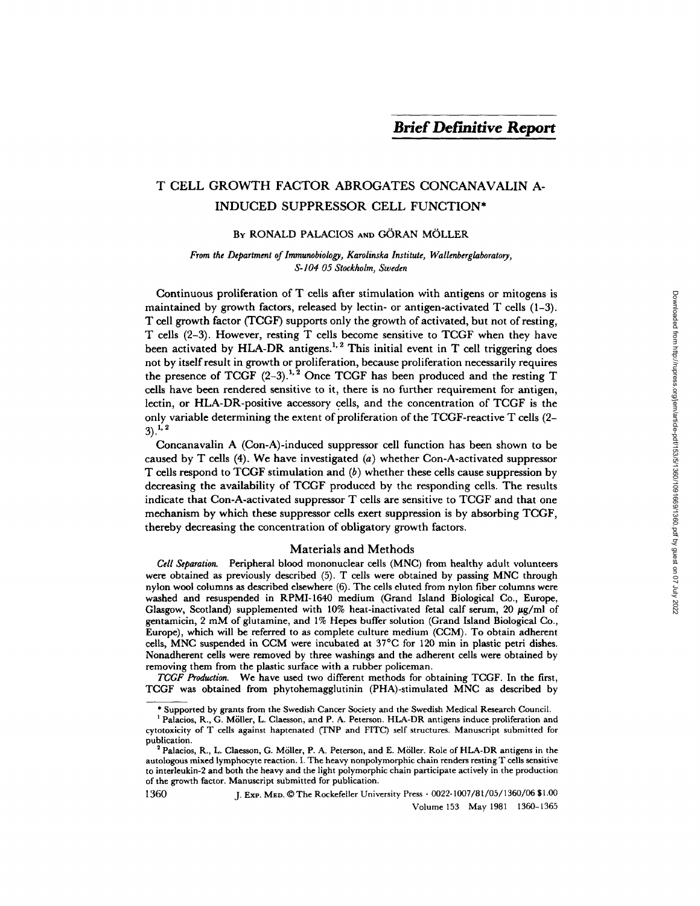# *Brief Definitive Report*

## T CELL GROWTH FACTOR ABROGATES CONCANAVALIN A-INDUCED SUPPRESSOR CELL FUNCTION*

By RONALD PALACIOS AND GÖRAN MÖLLER

*From the Department of Immunobiology, Karolinska Institute, Wallenberglaboratory, S-104 05 Stockholm, Sweden*

Continuous proliferation of T cells after stimulation with antigens or mitogens is maintained by growth factors, released by lectin- or antigen-activated T cells (1–3). T cell growth factor (TCGF) supports only the growth of activated, but not of resting, T cells (2–3). However, resting T cells become sensitive to TCGF when they have been activated by HLA-DR antigens.[1,2] This initial event in T cell triggering does not by itself result in growth or proliferation, because proliferation necessarily requires the presence of TCGF (2–3).[1,2] Once TCGF has been produced and the resting T cells have been rendered sensitive to it, there is no further requirement for antigen, lectin, or HLA-DR-positive accessory cells, and the concentration of TCGF is the only variable determining the extent of proliferation of the TCGF-reactive T cells (2–3).[1,2]

Concanavalin A (Con-A)-induced suppressor cell function has been shown to be caused by T cells (4). We have investigated (*a*) whether Con-A-activated suppressor T cells respond to TCGF stimulation and (*b*) whether these cells cause suppression by decreasing the availability of TCGF produced by the responding cells. The results indicate that Con-A-activated suppressor T cells are sensitive to TCGF and that one mechanism by which these suppressor cells exert suppression is by absorbing TCGF, thereby decreasing the concentration of obligatory growth factors.

### Materials and Methods

*Cell Separation.* Peripheral blood mononuclear cells (MNC) from healthy adult volunteers were obtained as previously described (5). T cells were obtained by passing MNC through nylon wool columns as described elsewhere (6). The cells eluted from nylon fiber columns were washed and resuspended in RPMI-1640 medium (Grand Island Biological Co., Europe, Glasgow, Scotland) supplemented with 10% heat-inactivated fetal calf serum, 20 μg/ml of gentamicin, 2 mM of glutamine, and 1% Hepes buffer solution (Grand Island Biological Co., Europe), which will be referred to as complete culture medium (CCM). To obtain adherent cells, MNC suspended in CCM were incubated at 37°C for 120 min in plastic petri dishes. Nonadherent cells were removed by three washings and the adherent cells were obtained by removing them from the plastic surface with a rubber policeman.

*TCGF Production.* We have used two different methods for obtaining TCGF. In the first, TCGF was obtained from phytohemagglutinin (PHA)-stimulated MNC as described by

---

\* Supported by grants from the Swedish Cancer Society and the Swedish Medical Research Council.

[1] Palacios, R., G. Möller, L. Claesson, and P. A. Peterson. HLA-DR antigens induce proliferation and cytotoxicity of T cells against haptenated (TNP and FITC) self structures. Manuscript submitted for publication.

[2] Palacios, R., L. Claesson, G. Möller, P. A. Peterson, and E. Möller. Role of HLA-DR antigens in the autologous mixed lymphocyte reaction. I. The heavy nonpolymorphic chain renders resting T cells sensitive to interleukin-2 and both the heavy and the light polymorphic chain participate actively in the production of the growth factor. Manuscript submitted for publication.

J. Exp. Med. © The Rockefeller University Press · 0022-1007/81/05/1360/06 $1.00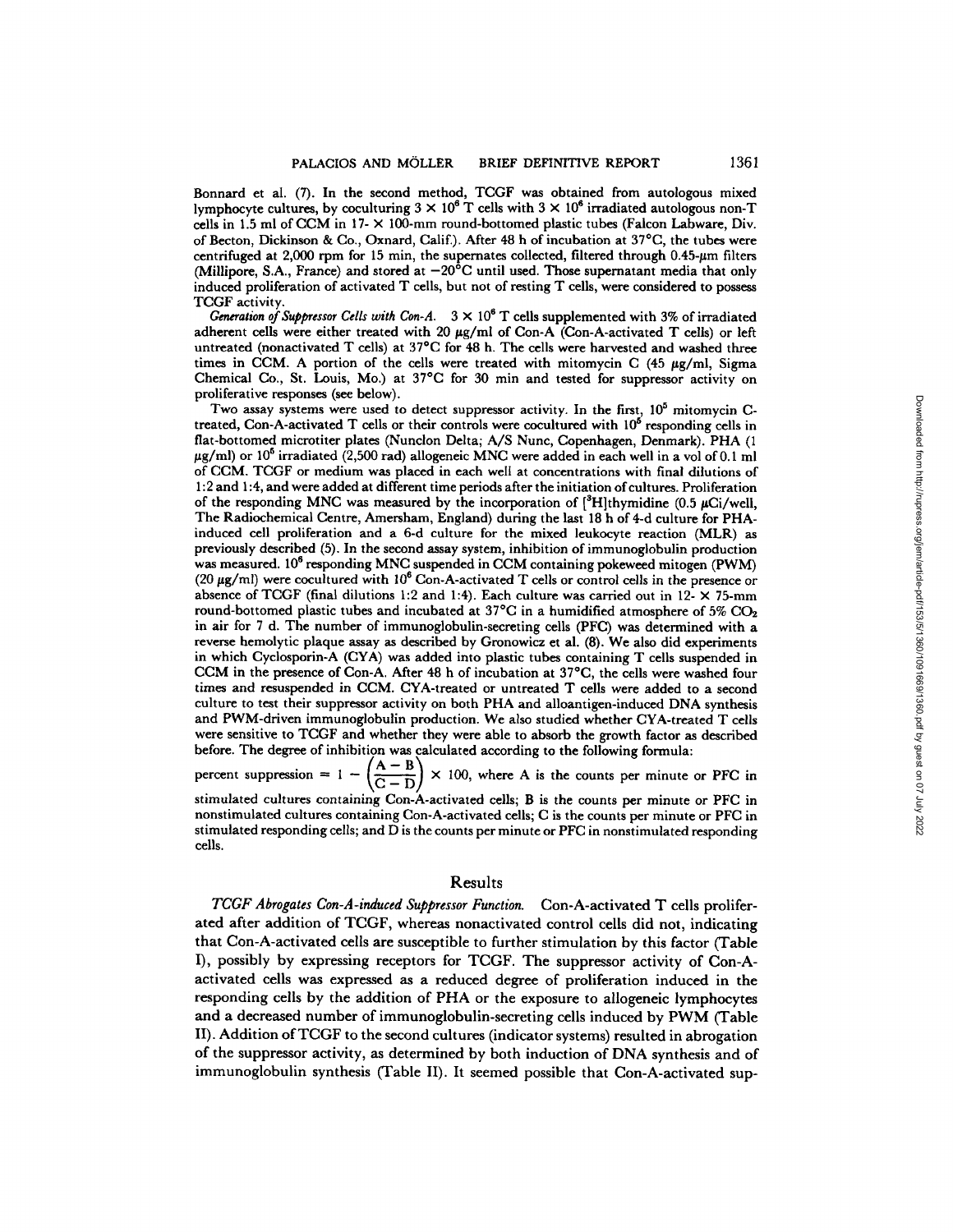Bonnard et al. (7). In the second method, TCGF was obtained from autologous mixed lymphocyte cultures, by coculturing $3 \times 10^6$ T cells with $3 \times 10^6$ irradiated autologous non-T cells in 1.5 ml of CCM in 17- × 100-mm round-bottomed plastic tubes (Falcon Labware, Div. of Becton, Dickinson & Co., Oxnard, Calif.). After 48 h of incubation at 37°C, the tubes were centrifuged at 2,000 rpm for 15 min, the supernates collected, filtered through 0.45-μm filters (Millipore, S.A., France) and stored at −20°C until used. Those supernatant media that only induced proliferation of activated T cells, but not of resting T cells, were considered to possess TCGF activity.

*Generation of Suppressor Cells with Con-A.* $3 \times 10^6$ T cells supplemented with 3% of irradiated adherent cells were either treated with 20 μg/ml of Con-A (Con-A-activated T cells) or left untreated (nonactivated T cells) at 37°C for 48 h. The cells were harvested and washed three times in CCM. A portion of the cells were treated with mitomycin C (45 μg/ml, Sigma Chemical Co., St. Louis, Mo.) at 37°C for 30 min and tested for suppressor activity on proliferative responses (see below).

Two assay systems were used to detect suppressor activity. In the first, $10^5$ mitomycin C-treated, Con-A-activated T cells or their controls were cocultured with $10^5$ responding cells in flat-bottomed microtiter plates (Nunclon Delta; A/S Nunc, Copenhagen, Denmark). PHA (1 μg/ml) or $10^5$ irradiated (2,500 rad) allogeneic MNC were added in each well in a vol of 0.1 ml of CCM. TCGF or medium was placed in each well at concentrations with final dilutions of 1:2 and 1:4, and were added at different time periods after the initiation of cultures. Proliferation of the responding MNC was measured by the incorporation of [$^3$H]thymidine (0.5 μCi/well, The Radiochemical Centre, Amersham, England) during the last 18 h of 4-d culture for PHA-induced cell proliferation and a 6-d culture for the mixed leukocyte reaction (MLR) as previously described (5). In the second assay system, inhibition of immunoglobulin production was measured. $10^6$ responding MNC suspended in CCM containing pokeweed mitogen (PWM) (20 μg/ml) were cocultured with $10^6$ Con-A-activated T cells or control cells in the presence or absence of TCGF (final dilutions 1:2 and 1:4). Each culture was carried out in 12- × 75-mm round-bottomed plastic tubes and incubated at 37°C in a humidified atmosphere of 5% $CO_2$ in air for 7 d. The number of immunoglobulin-secreting cells (PFC) was determined with a reverse hemolytic plaque assay as described by Gronowicz et al. (8). We also did experiments in which Cyclosporin-A (CYA) was added into plastic tubes containing T cells suspended in CCM in the presence of Con-A. After 48 h of incubation at 37°C, the cells were washed four times and resuspended in CCM. CYA-treated or untreated T cells were added to a second culture to test their suppressor activity on both PHA and alloantigen-induced DNA synthesis and PWM-driven immunoglobulin production. We also studied whether CYA-treated T cells were sensitive to TCGF and whether they were able to absorb the growth factor as described before. The degree of inhibition was calculated according to the following formula:

percent suppression $= 1 - \left(\frac{A - B}{C - D}\right) \times 100$, where A is the counts per minute or PFC in stimulated cultures containing Con-A-activated cells; B is the counts per minute or PFC in nonstimulated cultures containing Con-A-activated cells; C is the counts per minute or PFC in stimulated responding cells; and D is the counts per minute or PFC in nonstimulated responding cells.

## Results

*TCGF Abrogates Con-A-induced Suppressor Function.* Con-A-activated T cells proliferated after addition of TCGF, whereas nonactivated control cells did not, indicating that Con-A-activated cells are susceptible to further stimulation by this factor (Table I), possibly by expressing receptors for TCGF. The suppressor activity of Con-A-activated cells was expressed as a reduced degree of proliferation induced in the responding cells by the addition of PHA or the exposure to allogeneic lymphocytes and a decreased number of immunoglobulin-secreting cells induced by PWM (Table II). Addition of TCGF to the second cultures (indicator systems) resulted in abrogation of the suppressor activity, as determined by both induction of DNA synthesis and of immunoglobulin synthesis (Table II). It seemed possible that Con-A-activated sup-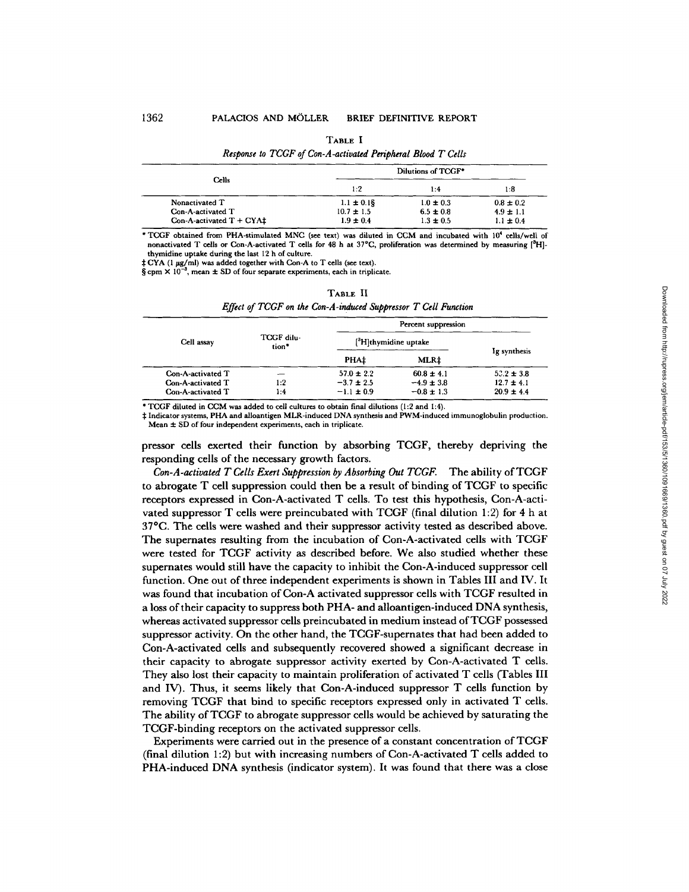TABLE I

*Response to TCGF of Con-A-activated Peripheral Blood T Cells*

| Cells | Dilutions of TCGF* | | |
|---|---|---|---|
| | 1:2 | 1:4 | 1:8 |
| Nonactivated T | 1.1 ± 0.1§ | 1.0 ± 0.3 | 0.8 ± 0.2 |
| Con-A-activated T | 10.7 ± 1.5 | 6.5 ± 0.8 | 4.9 ± 1.1 |
| Con-A-activated T + CYA‡ | 1.9 ± 0.4 | 1.3 ± 0.5 | 1.1 ± 0.4 |

\* TCGF obtained from PHA-stimulated MNC (see text) was diluted in CCM and incubated with $10^4$ cells/well of nonactivated T cells or Con-A-activated T cells for 48 h at 37°C, proliferation was determined by measuring [$^3$H]-thymidine uptake during the last 12 h of culture.

‡ CYA (1 μg/ml) was added together with Con-A to T cells (see text).

§ cpm × $10^{-3}$, mean ± SD of four separate experiments, each in triplicate.

TABLE II

*Effect of TCGF on the Con-A-induced Suppressor T Cell Function*

| Cell assay | TCGF dilution* | Percent suppression | | |
|---|---|---|---|---|
| | | [$^3$H]thymidine uptake | | Ig synthesis |
| | | PHA‡ | MLR‡ | |
| Con-A-activated T | — | 57.0 ± 2.2 | 60.8 ± 4.1 | 52.2 ± 3.8 |
| Con-A-activated T | 1:2 | −3.7 ± 2.5 | −4.9 ± 3.8 | 12.7 ± 4.1 |
| Con-A-activated T | 1:4 | −1.1 ± 0.9 | −0.8 ± 1.3 | 20.9 ± 4.4 |

\* TCGF diluted in CCM was added to cell cultures to obtain final dilutions (1:2 and 1:4).

‡ Indicator systems, PHA and alloantigen MLR-induced DNA synthesis and PWM-induced immunoglobulin production. Mean ± SD of four independent experiments, each in triplicate.

pressor cells exerted their function by absorbing TCGF, thereby depriving the responding cells of the necessary growth factors.

*Con-A-activated T Cells Exert Suppression by Absorbing Out TCGF.* The ability of TCGF to abrogate T cell suppression could then be a result of binding of TCGF to specific receptors expressed in Con-A-activated T cells. To test this hypothesis, Con-A-activated suppressor T cells were preincubated with TCGF (final dilution 1:2) for 4 h at 37°C. The cells were washed and their suppressor activity tested as described above. The supernates resulting from the incubation of Con-A-activated cells with TCGF were tested for TCGF activity as described before. We also studied whether these supernates would still have the capacity to inhibit the Con-A-induced suppressor cell function. One out of three independent experiments is shown in Tables III and IV. It was found that incubation of Con-A activated suppressor cells with TCGF resulted in a loss of their capacity to suppress both PHA- and alloantigen-induced DNA synthesis, whereas activated suppressor cells preincubated in medium instead of TCGF possessed suppressor activity. On the other hand, the TCGF-supernates that had been added to Con-A-activated cells and subsequently recovered showed a significant decrease in their capacity to abrogate suppressor activity exerted by Con-A-activated T cells. They also lost their capacity to maintain proliferation of activated T cells (Tables III and IV). Thus, it seems likely that Con-A-induced suppressor T cells function by removing TCGF that bind to specific receptors expressed only in activated T cells. The ability of TCGF to abrogate suppressor cells would be achieved by saturating the TCGF-binding receptors on the activated suppressor cells.

Experiments were carried out in the presence of a constant concentration of TCGF (final dilution 1:2) but with increasing numbers of Con-A-activated T cells added to PHA-induced DNA synthesis (indicator system). It was found that there was a close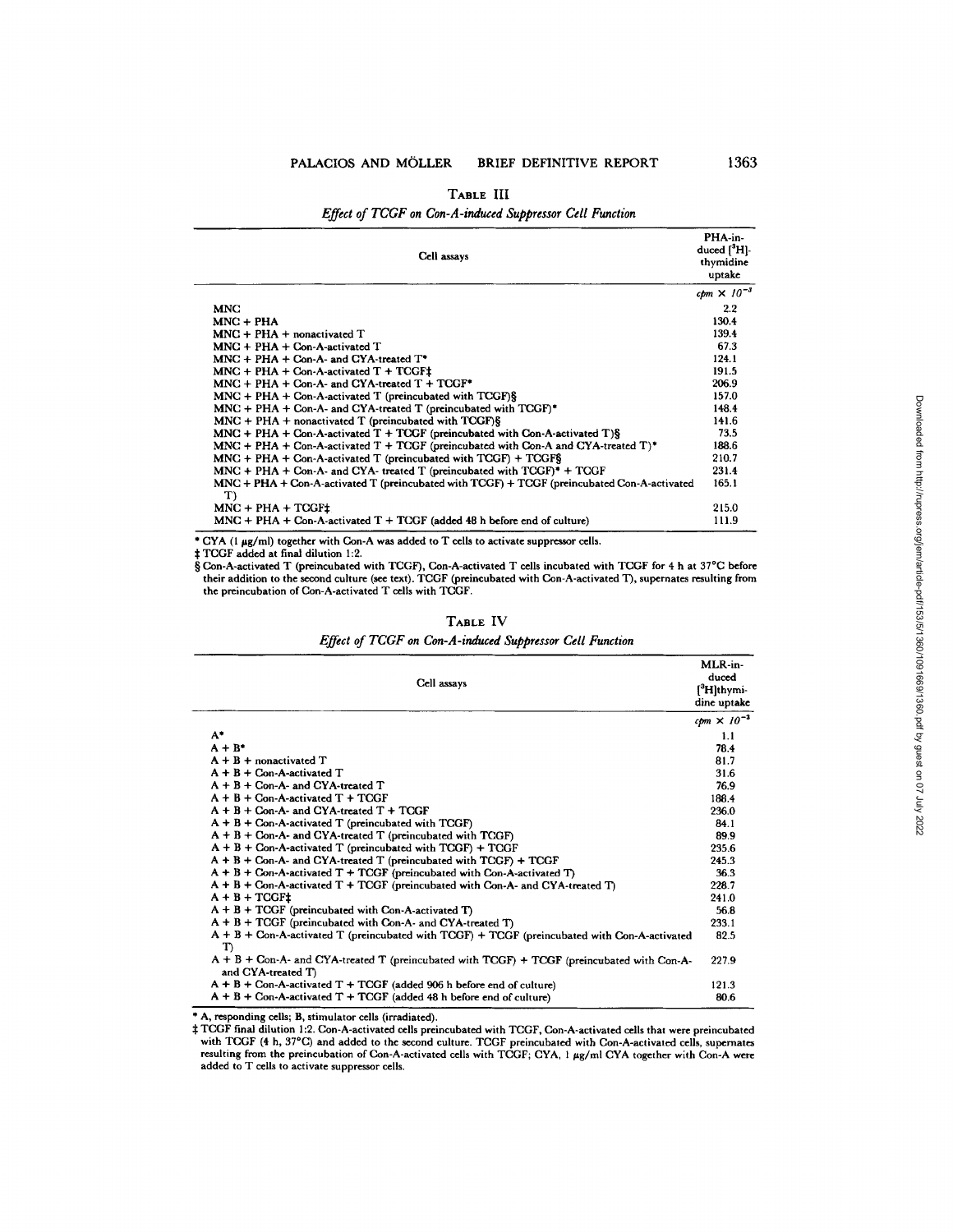**TABLE III**

*Effect of TCGF on Con-A-induced Suppressor Cell Function*

| Cell assays | PHA-induced [$^3$H]-thymidine uptake |
|---|---|
| | *cpm* $\times 10^{-3}$ |
| MNC | 2.2 |
| MNC + PHA | 130.4 |
| MNC + PHA + nonactivated T | 139.4 |
| MNC + PHA + Con-A-activated T | 67.3 |
| MNC + PHA + Con-A- and CYA-treated T* | 124.1 |
| MNC + PHA + Con-A-activated T + TCGF‡ | 191.5 |
| MNC + PHA + Con-A- and CYA-treated T + TCGF* | 206.9 |
| MNC + PHA + Con-A-activated T (preincubated with TCGF)§ | 157.0 |
| MNC + PHA + Con-A- and CYA-treated T (preincubated with TCGF)* | 148.4 |
| MNC + PHA + nonactivated T (preincubated with TCGF)§ | 141.6 |
| MNC + PHA + Con-A-activated T + TCGF (preincubated with Con-A-activated T)§ | 73.5 |
| MNC + PHA + Con-A-activated T + TCGF (preincubated with Con-A and CYA-treated T)* | 188.6 |
| MNC + PHA + Con-A-activated T (preincubated with TCGF) + TCGF§ | 210.7 |
| MNC + PHA + Con-A- and CYA- treated T (preincubated with TCGF)* + TCGF | 231.4 |
| MNC + PHA + Con-A-activated T (preincubated with TCGF) + TCGF (preincubated Con-A-activated T) | 165.1 |
| MNC + PHA + TCGF‡ | 215.0 |
| MNC + PHA + Con-A-activated T + TCGF (added 48 h before end of culture) | 111.9 |

* CYA (1 μg/ml) together with Con-A was added to T cells to activate suppressor cells.

‡ TCGF added at final dilution 1:2.

§ Con-A-activated T (preincubated with TCGF), Con-A-activated T cells incubated with TCGF for 4 h at 37°C before their addition to the second culture (see text). TCGF (preincubated with Con-A-activated T), supernates resulting from the preincubation of Con-A-activated T cells with TCGF.

**TABLE IV**

*Effect of TCGF on Con-A-induced Suppressor Cell Function*

| Cell assays | MLR-induced [$^3$H]thymidine uptake |
|---|---|
| | *cpm* $\times 10^{-3}$ |
| A* | 1.1 |
| A + B* | 78.4 |
| A + B + nonactivated T | 81.7 |
| A + B + Con-A-activated T | 31.6 |
| A + B + Con-A- and CYA-treated T | 76.9 |
| A + B + Con-A-activated T + TCGF | 188.4 |
| A + B + Con-A- and CYA-treated T + TCGF | 236.0 |
| A + B + Con-A-activated T (preincubated with TCGF) | 84.1 |
| A + B + Con-A- and CYA-treated T (preincubated with TCGF) | 89.9 |
| A + B + Con-A-activated T (preincubated with TCGF) + TCGF | 235.6 |
| A + B + Con-A- and CYA-treated T (preincubated with TCGF) + TCGF | 245.3 |
| A + B + Con-A-activated T + TCGF (preincubated with Con-A-activated T) | 36.3 |
| A + B + Con-A-activated T + TCGF (preincubated with Con-A- and CYA-treated T) | 228.7 |
| A + B + TCGF‡ | 241.0 |
| A + B + TCGF (preincubated with Con-A-activated T) | 56.8 |
| A + B + TCGF (preincubated with Con-A- and CYA-treated T) | 233.1 |
| A + B + Con-A-activated T (preincubated with TCGF) + TCGF (preincubated with Con-A-activated T) | 82.5 |
| A + B + Con-A- and CYA-treated T (preincubated with TCGF) + TCGF (preincubated with Con-A- and CYA-treated T) | 227.9 |
| A + B + Con-A-activated T + TCGF (added 906 h before end of culture) | 121.3 |
| A + B + Con-A-activated T + TCGF (added 48 h before end of culture) | 80.6 |

* A, responding cells; B, stimulator cells (irradiated).

‡ TCGF final dilution 1:2. Con-A-activated cells preincubated with TCGF, Con-A-activated cells that were preincubated with TCGF (4 h, 37°C) and added to the second culture. TCGF preincubated with Con-A-activated cells, supernates resulting from the preincubation of Con-A-activated cells with TCGF; CYA, 1 μg/ml CYA together with Con-A were added to T cells to activate suppressor cells.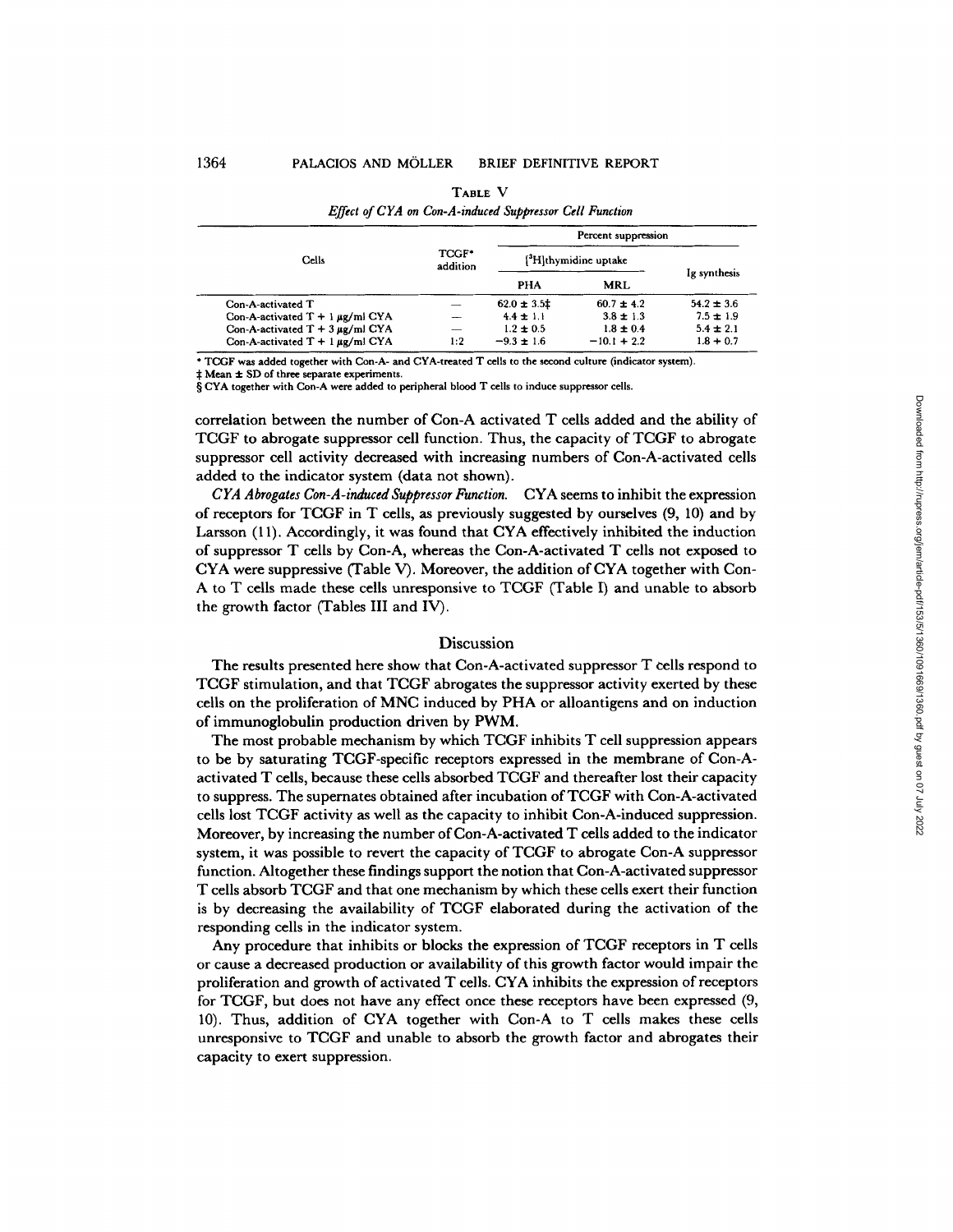**TABLE V**

*Effect of CYA on Con-A-induced Suppressor Cell Function*

| Cells | TCGF* addition | Percent suppression | | |
|---|---|---|---|---|
| | | [³H]thymidine uptake | | Ig synthesis |
| | | PHA | MRL | |
| Con-A-activated T | — | 62.0 ± 3.5‡ | 60.7 ± 4.2 | 54.2 ± 3.6 |
| Con-A-activated T + 1 μg/ml CYA | — | 4.4 ± 1.1 | 3.8 ± 1.3 | 7.5 ± 1.9 |
| Con-A-activated T + 3 μg/ml CYA | — | 1.2 ± 0.5 | 1.8 ± 0.4 | 5.4 ± 2.1 |
| Con-A-activated T + 1 μg/ml CYA | 1:2 | −9.3 ± 1.6 | −10.1 + 2.2 | 1.8 + 0.7 |

\* TCGF was added together with Con-A- and CYA-treated T cells to the second culture (indicator system).

‡ Mean ± SD of three separate experiments.

§ CYA together with Con-A were added to peripheral blood T cells to induce suppressor cells.

correlation between the number of Con-A activated T cells added and the ability of TCGF to abrogate suppressor cell function. Thus, the capacity of TCGF to abrogate suppressor cell activity decreased with increasing numbers of Con-A-activated cells added to the indicator system (data not shown).

*CYA Abrogates Con-A-induced Suppressor Function.* CYA seems to inhibit the expression of receptors for TCGF in T cells, as previously suggested by ourselves (9, 10) and by Larsson (11). Accordingly, it was found that CYA effectively inhibited the induction of suppressor T cells by Con-A, whereas the Con-A-activated T cells not exposed to CYA were suppressive (Table V). Moreover, the addition of CYA together with Con-A to T cells made these cells unresponsive to TCGF (Table I) and unable to absorb the growth factor (Tables III and IV).

## Discussion

The results presented here show that Con-A-activated suppressor T cells respond to TCGF stimulation, and that TCGF abrogates the suppressor activity exerted by these cells on the proliferation of MNC induced by PHA or alloantigens and on induction of immunoglobulin production driven by PWM.

The most probable mechanism by which TCGF inhibits T cell suppression appears to be by saturating TCGF-specific receptors expressed in the membrane of Con-A-activated T cells, because these cells absorbed TCGF and thereafter lost their capacity to suppress. The supernates obtained after incubation of TCGF with Con-A-activated cells lost TCGF activity as well as the capacity to inhibit Con-A-induced suppression. Moreover, by increasing the number of Con-A-activated T cells added to the indicator system, it was possible to revert the capacity of TCGF to abrogate Con-A suppressor function. Altogether these findings support the notion that Con-A-activated suppressor T cells absorb TCGF and that one mechanism by which these cells exert their function is by decreasing the availability of TCGF elaborated during the activation of the responding cells in the indicator system.

Any procedure that inhibits or blocks the expression of TCGF receptors in T cells or cause a decreased production or availability of this growth factor would impair the proliferation and growth of activated T cells. CYA inhibits the expression of receptors for TCGF, but does not have any effect once these receptors have been expressed (9, 10). Thus, addition of CYA together with Con-A to T cells makes these cells unresponsive to TCGF and unable to absorb the growth factor and abrogates their capacity to exert suppression.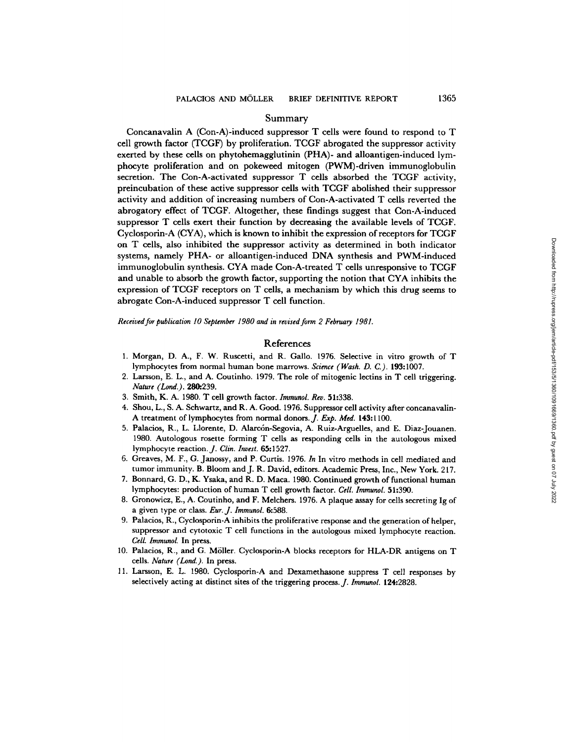## Summary

Concanavalin A (Con-A)-induced suppressor T cells were found to respond to T cell growth factor (TCGF) by proliferation. TCGF abrogated the suppressor activity exerted by these cells on phytohemagglutinin (PHA)- and alloantigen-induced lymphocyte proliferation and on pokeweed mitogen (PWM)-driven immunoglobulin secretion. The Con-A-activated suppressor T cells absorbed the TCGF activity, preincubation of these active suppressor cells with TCGF abolished their suppressor activity and addition of increasing numbers of Con-A-activated T cells reverted the abrogatory effect of TCGF. Altogether, these findings suggest that Con-A-induced suppressor T cells exert their function by decreasing the available levels of TCGF. Cyclosporin-A (CYA), which is known to inhibit the expression of receptors for TCGF on T cells, also inhibited the suppressor activity as determined in both indicator systems, namely PHA- or alloantigen-induced DNA synthesis and PWM-induced immunoglobulin synthesis. CYA made Con-A-treated T cells unresponsive to TCGF and unable to absorb the growth factor, supporting the notion that CYA inhibits the expression of TCGF receptors on T cells, a mechanism by which this drug seems to abrogate Con-A-induced suppressor T cell function.

*Received for publication 10 September 1980 and in revised form 2 February 1981.*

## References

1. Morgan, D. A., F. W. Ruscetti, and R. Gallo. 1976. Selective in vitro growth of T lymphocytes from normal human bone marrows. *Science (Wash. D. C.).* **193:**1007.
2. Larsson, E. L., and A. Coutinho. 1979. The role of mitogenic lectins in T cell triggering. *Nature (Lond.).* **280:**239.
3. Smith, K. A. 1980. T cell growth factor. *Immunol. Rev.* **51:**338.
4. Shou, L., S. A. Schwartz, and R. A. Good. 1976. Suppressor cell activity after concanavalin-A treatment of lymphocytes from normal donors. *J. Exp. Med.* **143:**1100.
5. Palacios, R., L. Llorente, D. Alarcón-Segovia, A. Ruiz-Arguelles, and E. Diaz-Jouanen. 1980. Autologous rosette forming T cells as responding cells in the autologous mixed lymphocyte reaction. *J. Clin. Invest.* **65:**1527.
6. Greaves, M. F., G. Janossy, and P. Curtis. 1976. *In* In vitro methods in cell mediated and tumor immunity. B. Bloom and J. R. David, editors. Academic Press, Inc., New York. 217.
7. Bonnard, G. D., K. Ysaka, and R. D. Maca. 1980. Continued growth of functional human lymphocytes: production of human T cell growth factor. *Cell. Immunol.* **51:**390.
8. Gronowicz, E., A. Coutinho, and F. Melchers. 1976. A plaque assay for cells secreting Ig of a given type or class. *Eur. J. Immunol.* **6:**588.
9. Palacios, R., Cyclosporin-A inhibits the proliferative response and the generation of helper, suppressor and cytotoxic T cell functions in the autologous mixed lymphocyte reaction. *Cell. Immunol.* In press.
10. Palacios, R., and G. Möller. Cyclosporin-A blocks receptors for HLA-DR antigens on T cells. *Nature (Lond.).* In press.
11. Larsson, E. L. 1980. Cyclosporin-A and Dexamethasone suppress T cell responses by selectively acting at distinct sites of the triggering process. *J. Immunol.* **124:**2828.